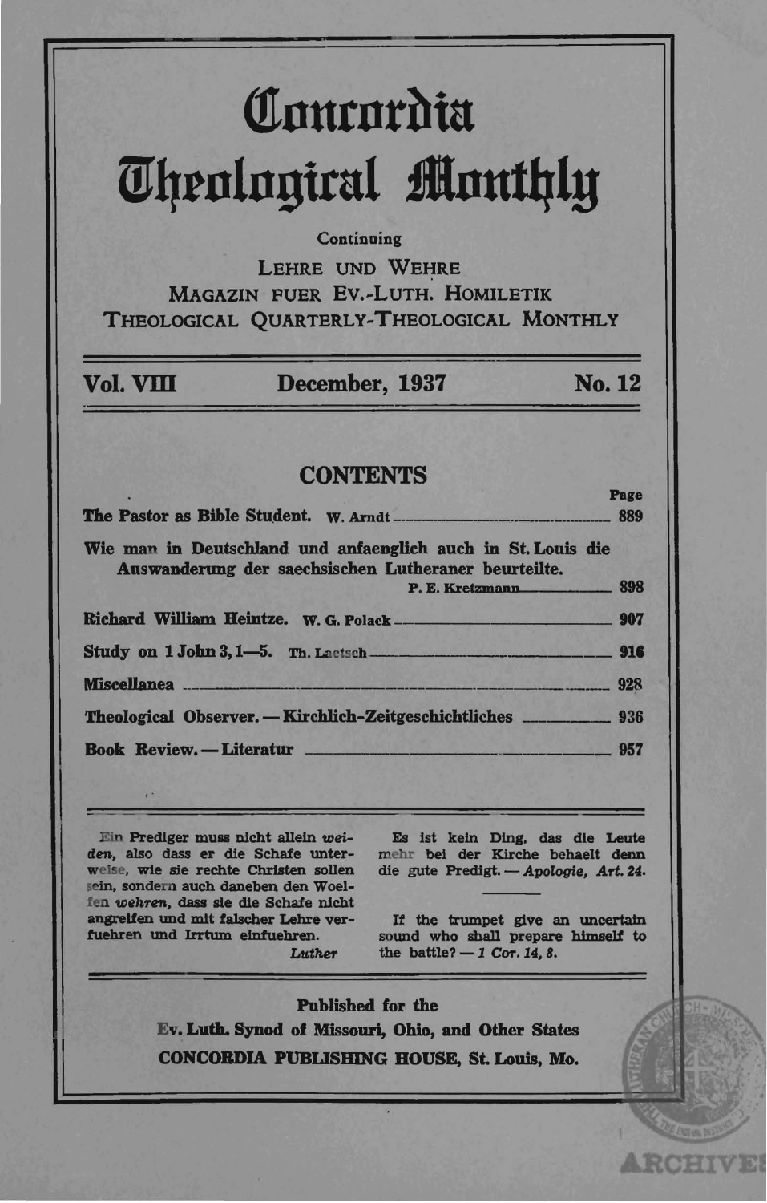# Concordia Theological Monthly

Continuing

LEHRE UND WEHRE
MAGAZIN FUER EV.-LUTH. HOMILETIK
THEOLOGICAL QUARTERLY-THEOLOGICAL MONTHLY

**Vol. VIII** **December, 1937** **No. 12**

## CONTENTS

| | Page |
|---|---|
| **The Pastor as Bible Student.** W. Arndt | 889 |
| **Wie man in Deutschland und anfaenglich auch in St. Louis die Auswanderung der saechsischen Lutheraner beurteilte.** P. E. Kretzmann | 898 |
| **Richard William Heintze.** W. G. Polack | 907 |
| **Study on 1 John 3, 1—5.** Th. Laetsch | 916 |
| **Miscellanea** | 928 |
| **Theological Observer. — Kirchlich-Zeitgeschichtliches** | 936 |
| **Book Review. — Literatur** | 957 |

Ein Prediger muss nicht allein *weiden*, also dass er die Schafe unterweise, wie sie rechte Christen sollen sein, sondern auch daneben den Woelfen *wehren*, dass sie die Schafe nicht angreifen und mit falscher Lehre verfuehren und Irrtum einfuehren.
*Luther*

Es ist kein Ding, das die Leute mehr bei der Kirche behaelt denn die gute Predigt. — *Apologie, Art. 24.*

If the trumpet give an uncertain sound who shall prepare himself to the battle? — *1 Cor. 14, 8.*

**Published for the**
**Ev. Luth. Synod of Missouri, Ohio, and Other States**
**CONCORDIA PUBLISHING HOUSE, St. Louis, Mo.**

ARCHIVES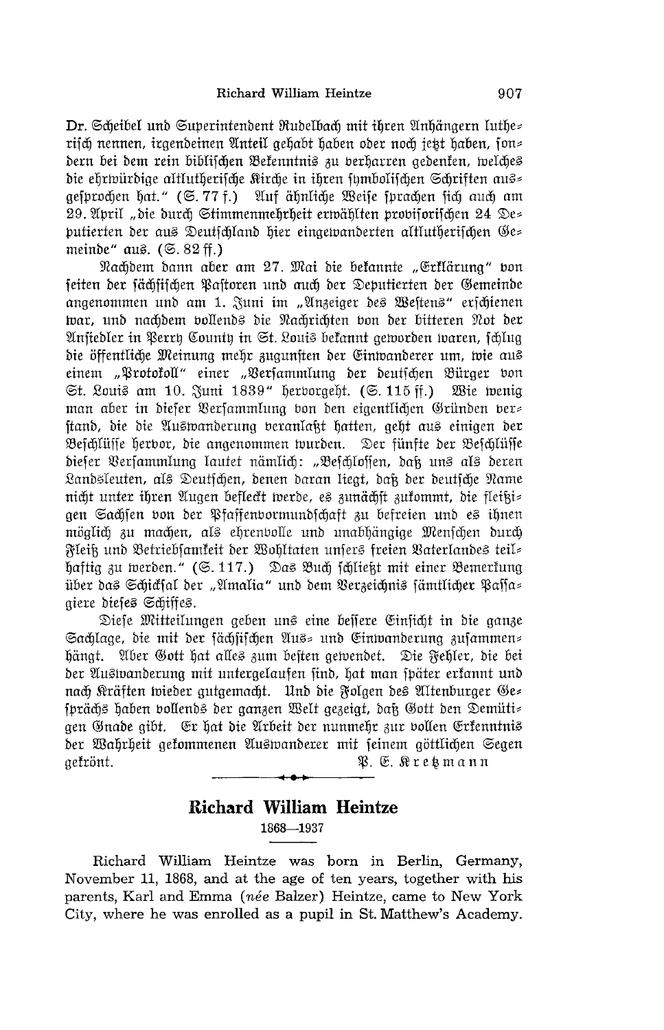Dr. Scheibel und Superintendent Rudelbach mit ihren Anhängern lutherisch nennen, irgendeinen Anteil gehabt haben oder noch jetzt haben, sondern bei dem rein biblischen Bekenntnis zu verharren gedenken, welches die ehrwürdige altlutherische Kirche in ihren symbolischen Schriften ausgesprochen hat." (S. 77 f.) Auf ähnliche Weise sprachen sich auch am 29. April „die durch Stimmenmehrheit erwählten provisorischen 24 Deputierten der aus Deutschland hier eingewanderten altlutherischen Gemeinde" aus. (S. 82 ff.)

Nachdem dann aber am 27. Mai die bekannte „Erklärung" von seiten der sächsischen Pastoren und auch der Deputierten der Gemeinde angenommen und am 1. Juni im „Anzeiger des Westens" erschienen war, und nachdem vollends die Nachrichten von der bitteren Not der Ansiedler in Perry County in St. Louis bekannt geworden waren, schlug die öffentliche Meinung mehr zugunsten der Einwanderer um, wie aus einem „Protokoll" einer „Versammlung der deutschen Bürger von St. Louis am 10. Juni 1839" hervorgeht. (S. 115 ff.) Wie wenig man aber in dieser Versammlung von den eigentlichen Gründen verstand, die die Auswanderung veranlaßt hatten, geht aus einigen der Beschlüsse hervor, die angenommen wurden. Der fünfte der Beschlüsse dieser Versammlung lautet nämlich: „Beschlossen, daß uns als deren Landsleuten, als Deutschen, denen daran liegt, daß der deutsche Name nicht unter ihren Augen befleckt werde, es zunächst zukommt, die fleißigen Sachsen von der Pfaffenvormundschaft zu befreien und es ihnen möglich zu machen, als ehrenvolle und unabhängige Menschen durch Fleiß und Betriebsamkeit der Wohltaten unsers freien Vaterlandes teilhaftig zu werden." (S. 117.) Das Buch schließt mit einer Bemerkung über das Schicksal der „Amalia" und dem Verzeichnis sämtlicher Passagiere dieses Schiffes.

Diese Mitteilungen geben uns eine bessere Einsicht in die ganze Sachlage, die mit der sächsischen Aus- und Einwanderung zusammenhängt. Aber Gott hat alles zum besten gewendet. Die Fehler, die bei der Auswanderung mit untergelaufen sind, hat man später erkannt und nach Kräften wieder gutgemacht. Und die Folgen des Altenburger Gesprächs haben vollends der ganzen Welt gezeigt, daß Gott den Demütigen Gnade gibt. Er hat die Arbeit der nunmehr zur vollen Erkenntnis der Wahrheit gekommenen Auswanderer mit seinem göttlichen Segen gekrönt.

P. E. Kretzmann

---

## Richard William Heintze

1868—1937

Richard William Heintze was born in Berlin, Germany, November 11, 1868, and at the age of ten years, together with his parents, Karl and Emma (*née* Balzer) Heintze, came to New York City, where he was enrolled as a pupil in St. Matthew's Academy.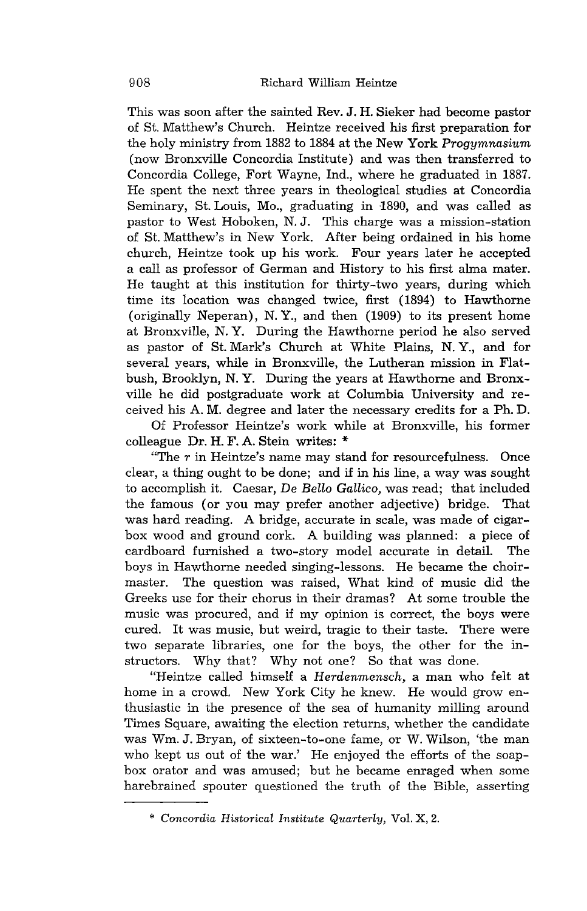This was soon after the sainted Rev. J. H. Sieker had become pastor of St. Matthew's Church. Heintze received his first preparation for the holy ministry from 1882 to 1884 at the New York *Progymnasium* (now Bronxville Concordia Institute) and was then transferred to Concordia College, Fort Wayne, Ind., where he graduated in 1887. He spent the next three years in theological studies at Concordia Seminary, St. Louis, Mo., graduating in 1890, and was called as pastor to West Hoboken, N. J. This charge was a mission-station of St. Matthew's in New York. After being ordained in his home church, Heintze took up his work. Four years later he accepted a call as professor of German and History to his first alma mater. He taught at this institution for thirty-two years, during which time its location was changed twice, first (1894) to Hawthorne (originally Neperan), N. Y., and then (1909) to its present home at Bronxville, N. Y. During the Hawthorne period he also served as pastor of St. Mark's Church at White Plains, N. Y., and for several years, while in Bronxville, the Lutheran mission in Flatbush, Brooklyn, N. Y. During the years at Hawthorne and Bronxville he did postgraduate work at Columbia University and received his A. M. degree and later the necessary credits for a Ph. D.

Of Professor Heintze's work while at Bronxville, his former colleague Dr. H. F. A. Stein writes: *

"The *r* in Heintze's name may stand for resourcefulness. Once clear, a thing ought to be done; and if in his line, a way was sought to accomplish it. Caesar, *De Bello Gallico,* was read; that included the famous (or you may prefer another adjective) bridge. That was hard reading. A bridge, accurate in scale, was made of cigar-box wood and ground cork. A building was planned: a piece of cardboard furnished a two-story model accurate in detail. The boys in Hawthorne needed singing-lessons. He became the choirmaster. The question was raised, What kind of music did the Greeks use for their chorus in their dramas? At some trouble the music was procured, and if my opinion is correct, the boys were cured. It was music, but weird, tragic to their taste. There were two separate libraries, one for the boys, the other for the instructors. Why that? Why not one? So that was done.

"Heintze called himself a *Herdenmensch,* a man who felt at home in a crowd. New York City he knew. He would grow enthusiastic in the presence of the sea of humanity milling around Times Square, awaiting the election returns, whether the candidate was Wm. J. Bryan, of sixteen-to-one fame, or W. Wilson, 'the man who kept us out of the war.' He enjoyed the efforts of the soapbox orator and was amused; but he became enraged when some harebrained spouter questioned the truth of the Bible, asserting

---

\* *Concordia Historical Institute Quarterly,* Vol. X, 2.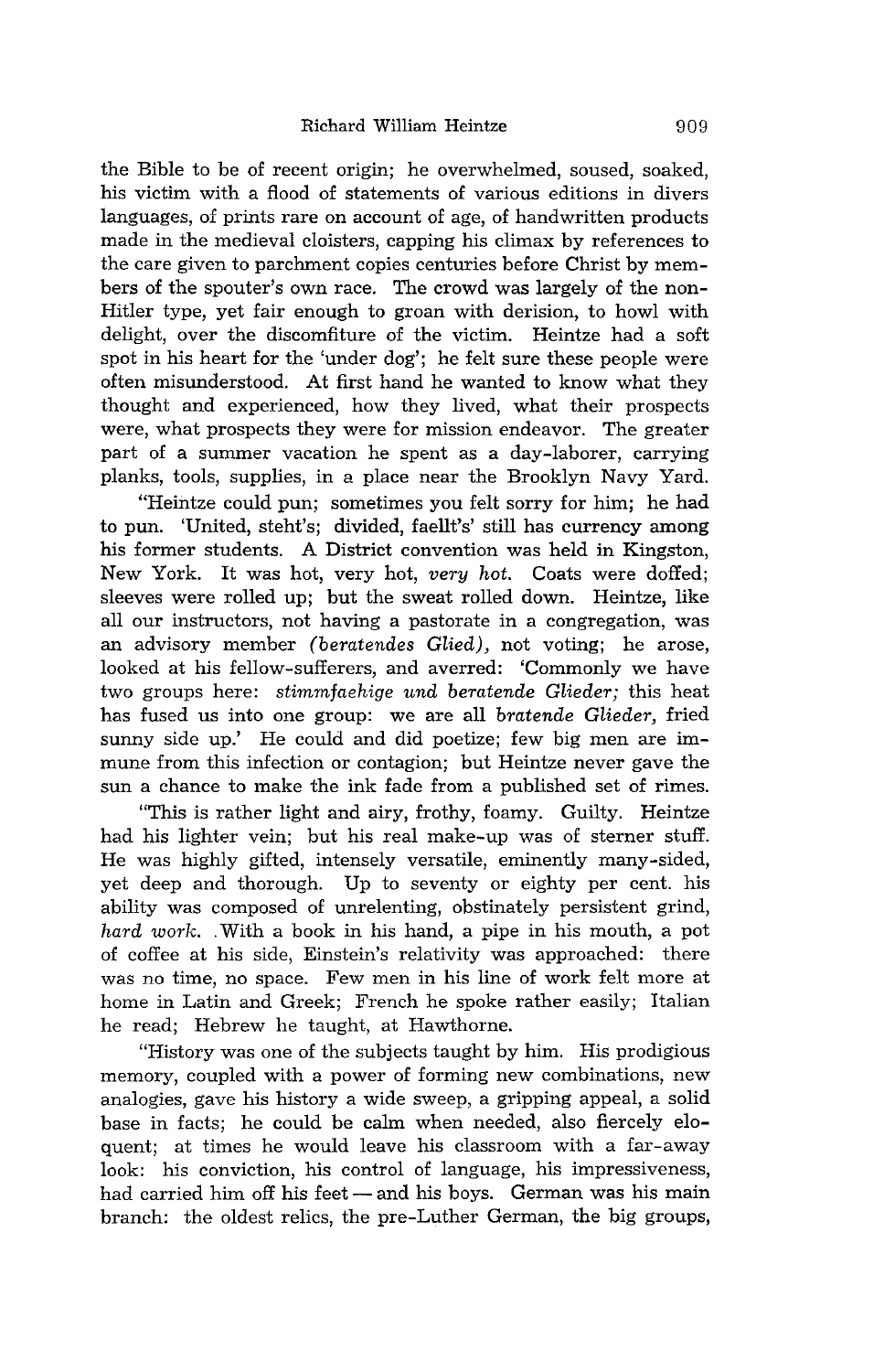the Bible to be of recent origin; he overwhelmed, soused, soaked, his victim with a flood of statements of various editions in divers languages, of prints rare on account of age, of handwritten products made in the medieval cloisters, capping his climax by references to the care given to parchment copies centuries before Christ by members of the spouter's own race. The crowd was largely of the non-Hitler type, yet fair enough to groan with derision, to howl with delight, over the discomfiture of the victim. Heintze had a soft spot in his heart for the 'under dog'; he felt sure these people were often misunderstood. At first hand he wanted to know what they thought and experienced, how they lived, what their prospects were, what prospects they were for mission endeavor. The greater part of a summer vacation he spent as a day-laborer, carrying planks, tools, supplies, in a place near the Brooklyn Navy Yard.

"Heintze could pun; sometimes you felt sorry for him; he had to pun. 'United, steht's; divided, faellt's' still has currency among his former students. A District convention was held in Kingston, New York. It was hot, very hot, *very hot*. Coats were doffed; sleeves were rolled up; but the sweat rolled down. Heintze, like all our instructors, not having a pastorate in a congregation, was an advisory member *(beratendes Glied)*, not voting; he arose, looked at his fellow-sufferers, and averred: 'Commonly we have two groups here: *stimmfaehige und beratende Glieder;* this heat has fused us into one group: we are all *bratende Glieder,* fried sunny side up.' He could and did poetize; few big men are immune from this infection or contagion; but Heintze never gave the sun a chance to make the ink fade from a published set of rimes.

"This is rather light and airy, frothy, foamy. Guilty. Heintze had his lighter vein; but his real make-up was of sterner stuff. He was highly gifted, intensely versatile, eminently many-sided, yet deep and thorough. Up to seventy or eighty per cent. his ability was composed of unrelenting, obstinately persistent grind, *hard work*. With a book in his hand, a pipe in his mouth, a pot of coffee at his side, Einstein's relativity was approached: there was no time, no space. Few men in his line of work felt more at home in Latin and Greek; French he spoke rather easily; Italian he read; Hebrew he taught, at Hawthorne.

"History was one of the subjects taught by him. His prodigious memory, coupled with a power of forming new combinations, new analogies, gave his history a wide sweep, a gripping appeal, a solid base in facts; he could be calm when needed, also fiercely eloquent; at times he would leave his classroom with a far-away look: his conviction, his control of language, his impressiveness, had carried him off his feet — and his boys. German was his main branch: the oldest relics, the pre-Luther German, the big groups,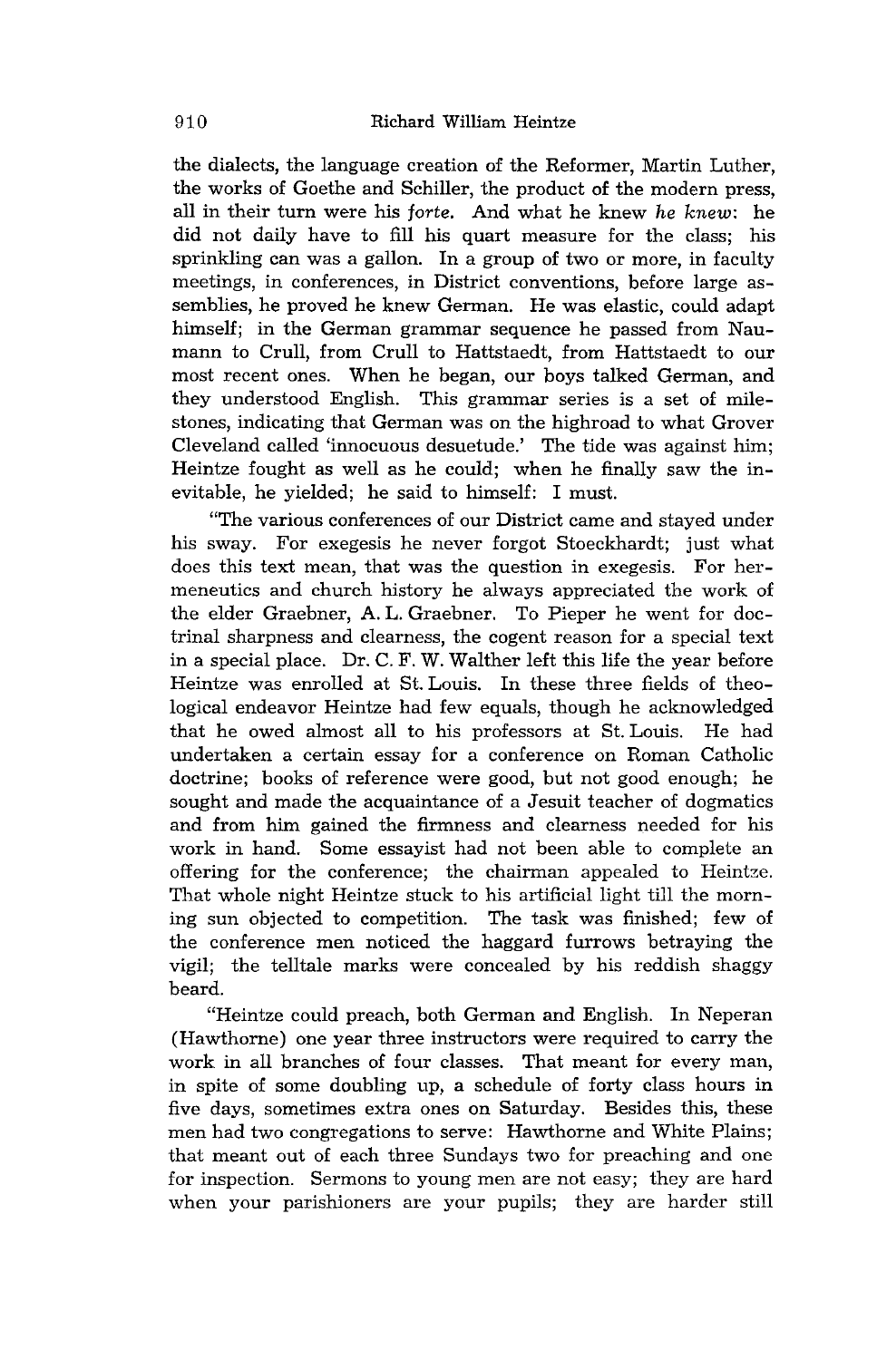the dialects, the language creation of the Reformer, Martin Luther, the works of Goethe and Schiller, the product of the modern press, all in their turn were his *forte*. And what he knew *he knew*: he did not daily have to fill his quart measure for the class; his sprinkling can was a gallon. In a group of two or more, in faculty meetings, in conferences, in District conventions, before large assemblies, he proved he knew German. He was elastic, could adapt himself; in the German grammar sequence he passed from Naumann to Crull, from Crull to Hattstaedt, from Hattstaedt to our most recent ones. When he began, our boys talked German, and they understood English. This grammar series is a set of milestones, indicating that German was on the highroad to what Grover Cleveland called 'innocuous desuetude.' The tide was against him; Heintze fought as well as he could; when he finally saw the inevitable, he yielded; he said to himself: I must.

"The various conferences of our District came and stayed under his sway. For exegesis he never forgot Stoeckhardt; just what does this text mean, that was the question in exegesis. For hermeneutics and church history he always appreciated the work of the elder Graebner, A. L. Graebner. To Pieper he went for doctrinal sharpness and clearness, the cogent reason for a special text in a special place. Dr. C. F. W. Walther left this life the year before Heintze was enrolled at St. Louis. In these three fields of theological endeavor Heintze had few equals, though he acknowledged that he owed almost all to his professors at St. Louis. He had undertaken a certain essay for a conference on Roman Catholic doctrine; books of reference were good, but not good enough; he sought and made the acquaintance of a Jesuit teacher of dogmatics and from him gained the firmness and clearness needed for his work in hand. Some essayist had not been able to complete an offering for the conference; the chairman appealed to Heintze. That whole night Heintze stuck to his artificial light till the morning sun objected to competition. The task was finished; few of the conference men noticed the haggard furrows betraying the vigil; the telltale marks were concealed by his reddish shaggy beard.

"Heintze could preach, both German and English. In Neperan (Hawthorne) one year three instructors were required to carry the work in all branches of four classes. That meant for every man, in spite of some doubling up, a schedule of forty class hours in five days, sometimes extra ones on Saturday. Besides this, these men had two congregations to serve: Hawthorne and White Plains; that meant out of each three Sundays two for preaching and one for inspection. Sermons to young men are not easy; they are hard when your parishioners are your pupils; they are harder still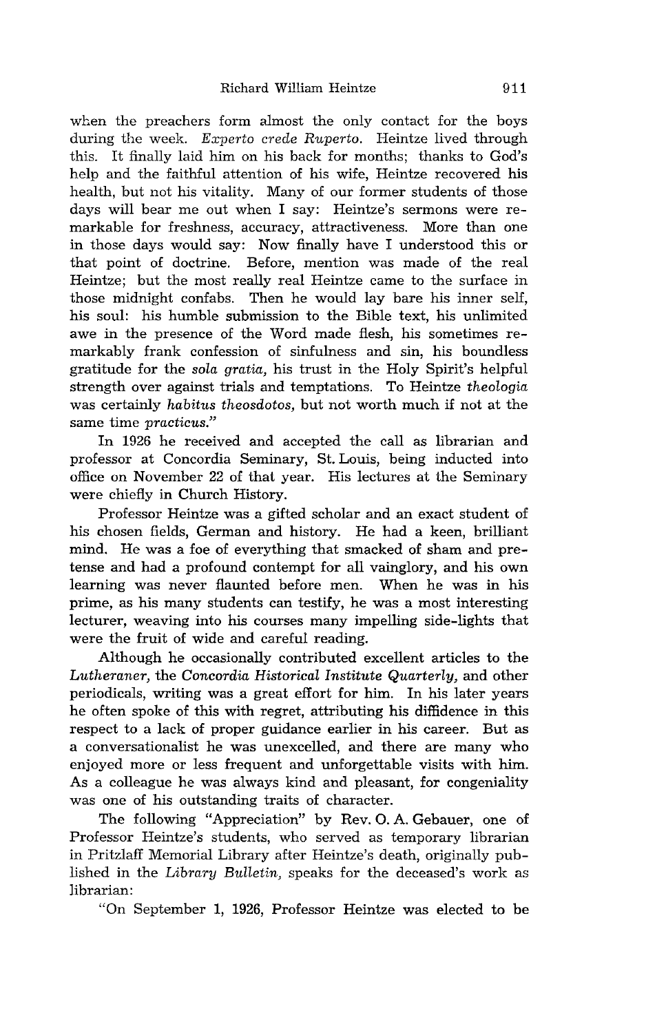when the preachers form almost the only contact for the boys during the week. *Experto crede Ruperto.* Heintze lived through this. It finally laid him on his back for months; thanks to God's help and the faithful attention of his wife, Heintze recovered his health, but not his vitality. Many of our former students of those days will bear me out when I say: Heintze's sermons were remarkable for freshness, accuracy, attractiveness. More than one in those days would say: Now finally have I understood this or that point of doctrine. Before, mention was made of the real Heintze; but the most really real Heintze came to the surface in those midnight confabs. Then he would lay bare his inner self, his soul: his humble submission to the Bible text, his unlimited awe in the presence of the Word made flesh, his sometimes remarkably frank confession of sinfulness and sin, his boundless gratitude for the *sola gratia,* his trust in the Holy Spirit's helpful strength over against trials and temptations. To Heintze *theologia* was certainly *habitus theosdotos,* but not worth much if not at the same time *practicus.*"

In 1926 he received and accepted the call as librarian and professor at Concordia Seminary, St. Louis, being inducted into office on November 22 of that year. His lectures at the Seminary were chiefly in Church History.

Professor Heintze was a gifted scholar and an exact student of his chosen fields, German and history. He had a keen, brilliant mind. He was a foe of everything that smacked of sham and pretense and had a profound contempt for all vainglory, and his own learning was never flaunted before men. When he was in his prime, as his many students can testify, he was a most interesting lecturer, weaving into his courses many impelling side-lights that were the fruit of wide and careful reading.

Although he occasionally contributed excellent articles to the *Lutheraner,* the *Concordia Historical Institute Quarterly,* and other periodicals, writing was a great effort for him. In his later years he often spoke of this with regret, attributing his diffidence in this respect to a lack of proper guidance earlier in his career. But as a conversationalist he was unexcelled, and there are many who enjoyed more or less frequent and unforgettable visits with him. As a colleague he was always kind and pleasant, for congeniality was one of his outstanding traits of character.

The following "Appreciation" by Rev. O. A. Gebauer, one of Professor Heintze's students, who served as temporary librarian in Pritzlaff Memorial Library after Heintze's death, originally published in the *Library Bulletin,* speaks for the deceased's work as librarian:

"On September 1, 1926, Professor Heintze was elected to be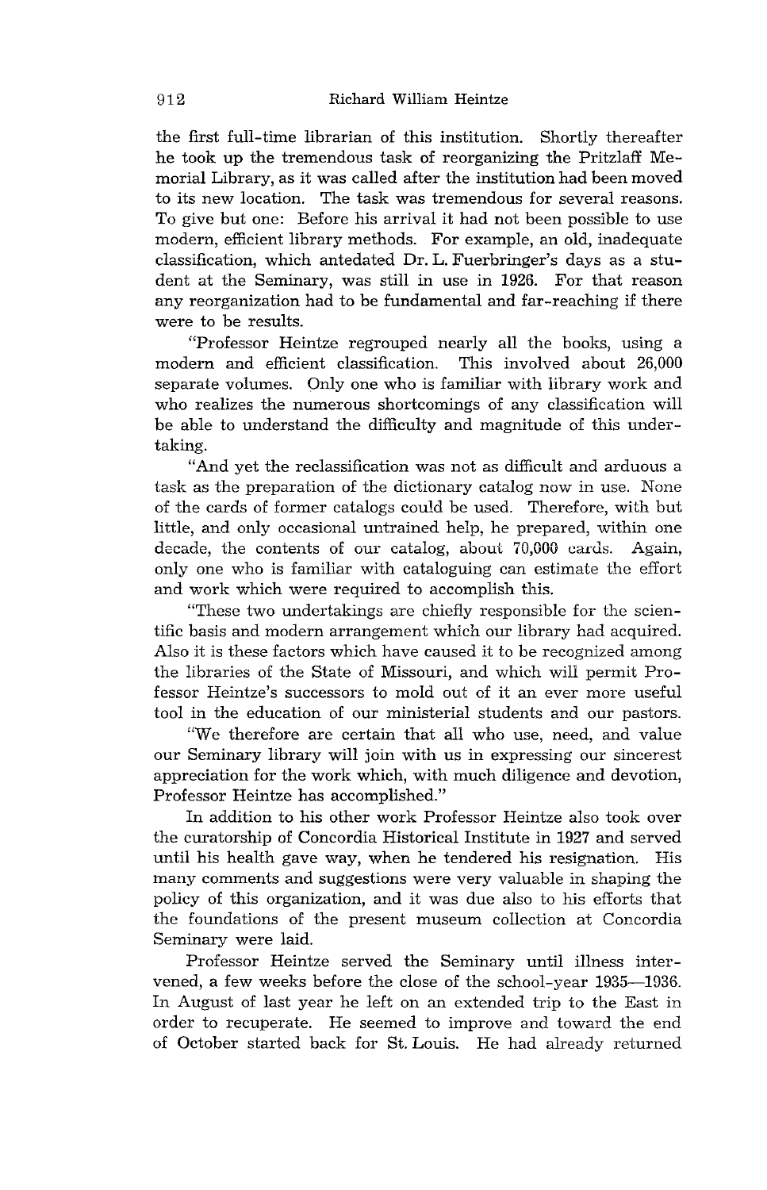the first full-time librarian of this institution. Shortly thereafter he took up the tremendous task of reorganizing the Pritzlaff Memorial Library, as it was called after the institution had been moved to its new location. The task was tremendous for several reasons. To give but one: Before his arrival it had not been possible to use modern, efficient library methods. For example, an old, inadequate classification, which antedated Dr. L. Fuerbringer's days as a student at the Seminary, was still in use in 1926. For that reason any reorganization had to be fundamental and far-reaching if there were to be results.

"Professor Heintze regrouped nearly all the books, using a modern and efficient classification. This involved about 26,000 separate volumes. Only one who is familiar with library work and who realizes the numerous shortcomings of any classification will be able to understand the difficulty and magnitude of this undertaking.

"And yet the reclassification was not as difficult and arduous a task as the preparation of the dictionary catalog now in use. None of the cards of former catalogs could be used. Therefore, with but little, and only occasional untrained help, he prepared, within one decade, the contents of our catalog, about 70,000 cards. Again, only one who is familiar with cataloguing can estimate the effort and work which were required to accomplish this.

"These two undertakings are chiefly responsible for the scientific basis and modern arrangement which our library had acquired. Also it is these factors which have caused it to be recognized among the libraries of the State of Missouri, and which will permit Professor Heintze's successors to mold out of it an ever more useful tool in the education of our ministerial students and our pastors.

"We therefore are certain that all who use, need, and value our Seminary library will join with us in expressing our sincerest appreciation for the work which, with much diligence and devotion, Professor Heintze has accomplished."

In addition to his other work Professor Heintze also took over the curatorship of Concordia Historical Institute in 1927 and served until his health gave way, when he tendered his resignation. His many comments and suggestions were very valuable in shaping the policy of this organization, and it was due also to his efforts that the foundations of the present museum collection at Concordia Seminary were laid.

Professor Heintze served the Seminary until illness intervened, a few weeks before the close of the school-year 1935—1936. In August of last year he left on an extended trip to the East in order to recuperate. He seemed to improve and toward the end of October started back for St. Louis. He had already returned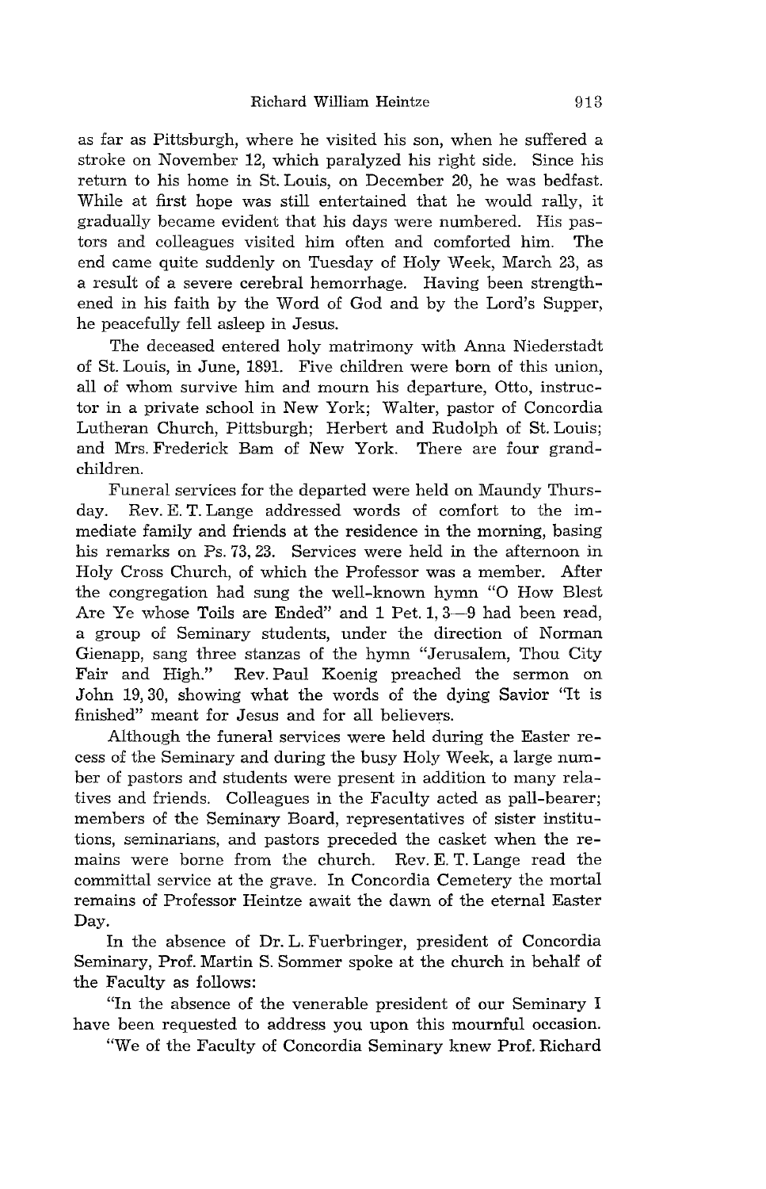as far as Pittsburgh, where he visited his son, when he suffered a stroke on November 12, which paralyzed his right side. Since his return to his home in St. Louis, on December 20, he was bedfast. While at first hope was still entertained that he would rally, it gradually became evident that his days were numbered. His pastors and colleagues visited him often and comforted him. The end came quite suddenly on Tuesday of Holy Week, March 23, as a result of a severe cerebral hemorrhage. Having been strengthened in his faith by the Word of God and by the Lord's Supper, he peacefully fell asleep in Jesus.

The deceased entered holy matrimony with Anna Niederstadt of St. Louis, in June, 1891. Five children were born of this union, all of whom survive him and mourn his departure, Otto, instructor in a private school in New York; Walter, pastor of Concordia Lutheran Church, Pittsburgh; Herbert and Rudolph of St. Louis; and Mrs. Frederick Bam of New York. There are four grandchildren.

Funeral services for the departed were held on Maundy Thursday. Rev. E. T. Lange addressed words of comfort to the immediate family and friends at the residence in the morning, basing his remarks on Ps. 73, 23. Services were held in the afternoon in Holy Cross Church, of which the Professor was a member. After the congregation had sung the well-known hymn "O How Blest Are Ye whose Toils are Ended" and 1 Pet. 1, 3—9 had been read, a group of Seminary students, under the direction of Norman Gienapp, sang three stanzas of the hymn "Jerusalem, Thou City Fair and High." Rev. Paul Koenig preached the sermon on John 19, 30, showing what the words of the dying Savior "It is finished" meant for Jesus and for all believers.

Although the funeral services were held during the Easter recess of the Seminary and during the busy Holy Week, a large number of pastors and students were present in addition to many relatives and friends. Colleagues in the Faculty acted as pall-bearer; members of the Seminary Board, representatives of sister institutions, seminarians, and pastors preceded the casket when the remains were borne from the church. Rev. E. T. Lange read the committal service at the grave. In Concordia Cemetery the mortal remains of Professor Heintze await the dawn of the eternal Easter Day.

In the absence of Dr. L. Fuerbringer, president of Concordia Seminary, Prof. Martin S. Sommer spoke at the church in behalf of the Faculty as follows:

"In the absence of the venerable president of our Seminary I have been requested to address you upon this mournful occasion.

"We of the Faculty of Concordia Seminary knew Prof. Richard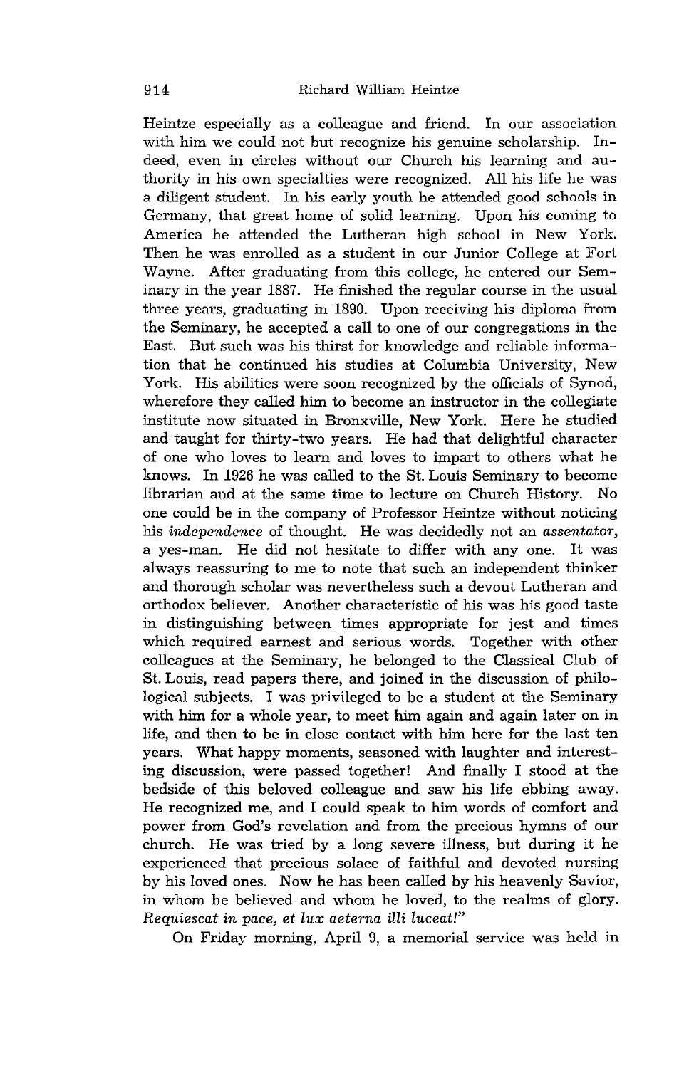Heintze especially as a colleague and friend. In our association with him we could not but recognize his genuine scholarship. Indeed, even in circles without our Church his learning and authority in his own specialties were recognized. All his life he was a diligent student. In his early youth he attended good schools in Germany, that great home of solid learning. Upon his coming to America he attended the Lutheran high school in New York. Then he was enrolled as a student in our Junior College at Fort Wayne. After graduating from this college, he entered our Seminary in the year 1887. He finished the regular course in the usual three years, graduating in 1890. Upon receiving his diploma from the Seminary, he accepted a call to one of our congregations in the East. But such was his thirst for knowledge and reliable information that he continued his studies at Columbia University, New York. His abilities were soon recognized by the officials of Synod, wherefore they called him to become an instructor in the collegiate institute now situated in Bronxville, New York. Here he studied and taught for thirty-two years. He had that delightful character of one who loves to learn and loves to impart to others what he knows. In 1926 he was called to the St. Louis Seminary to become librarian and at the same time to lecture on Church History. No one could be in the company of Professor Heintze without noticing his *independence* of thought. He was decidedly not an *assentator*, a yes-man. He did not hesitate to differ with any one. It was always reassuring to me to note that such an independent thinker and thorough scholar was nevertheless such a devout Lutheran and orthodox believer. Another characteristic of his was his good taste in distinguishing between times appropriate for jest and times which required earnest and serious words. Together with other colleagues at the Seminary, he belonged to the Classical Club of St. Louis, read papers there, and joined in the discussion of philological subjects. I was privileged to be a student at the Seminary with him for a whole year, to meet him again and again later on in life, and then to be in close contact with him here for the last ten years. What happy moments, seasoned with laughter and interesting discussion, were passed together! And finally I stood at the bedside of this beloved colleague and saw his life ebbing away. He recognized me, and I could speak to him words of comfort and power from God's revelation and from the precious hymns of our church. He was tried by a long severe illness, but during it he experienced that precious solace of faithful and devoted nursing by his loved ones. Now he has been called by his heavenly Savior, in whom he believed and whom he loved, to the realms of glory. *Requiescat in pace, et lux aeterna illi luceat!*"

On Friday morning, April 9, a memorial service was held in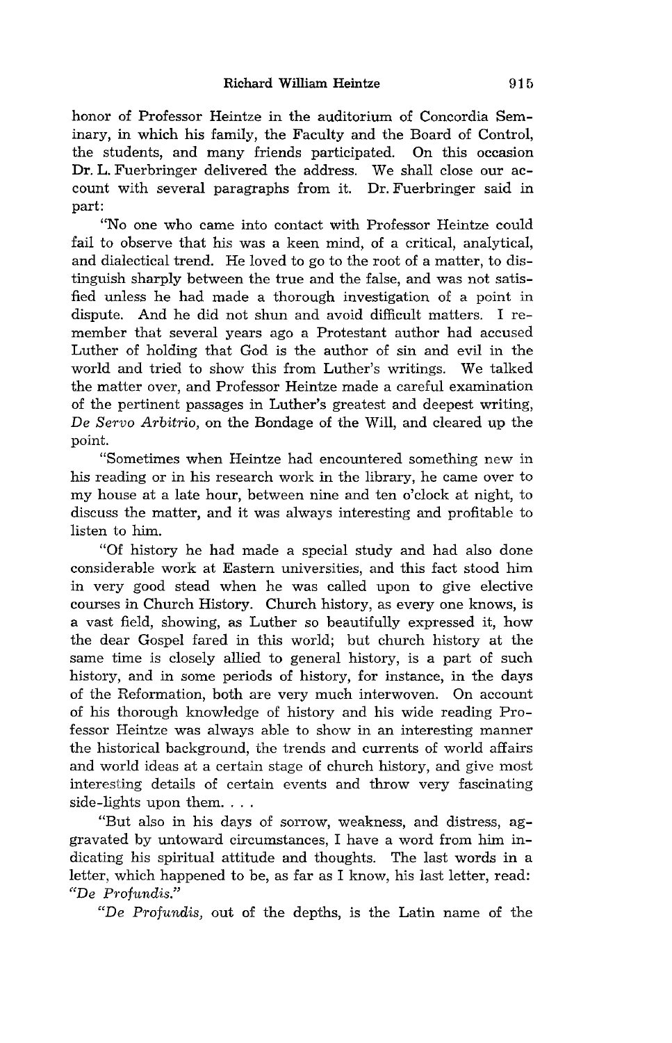honor of Professor Heintze in the auditorium of Concordia Seminary, in which his family, the Faculty and the Board of Control, the students, and many friends participated. On this occasion Dr. L. Fuerbringer delivered the address. We shall close our account with several paragraphs from it. Dr. Fuerbringer said in part:

"No one who came into contact with Professor Heintze could fail to observe that his was a keen mind, of a critical, analytical, and dialectical trend. He loved to go to the root of a matter, to distinguish sharply between the true and the false, and was not satisfied unless he had made a thorough investigation of a point in dispute. And he did not shun and avoid difficult matters. I remember that several years ago a Protestant author had accused Luther of holding that God is the author of sin and evil in the world and tried to show this from Luther's writings. We talked the matter over, and Professor Heintze made a careful examination of the pertinent passages in Luther's greatest and deepest writing, *De Servo Arbitrio*, on the Bondage of the Will, and cleared up the point.

"Sometimes when Heintze had encountered something new in his reading or in his research work in the library, he came over to my house at a late hour, between nine and ten o'clock at night, to discuss the matter, and it was always interesting and profitable to listen to him.

"Of history he had made a special study and had also done considerable work at Eastern universities, and this fact stood him in very good stead when he was called upon to give elective courses in Church History. Church history, as every one knows, is a vast field, showing, as Luther so beautifully expressed it, how the dear Gospel fared in this world; but church history at the same time is closely allied to general history, is a part of such history, and in some periods of history, for instance, in the days of the Reformation, both are very much interwoven. On account of his thorough knowledge of history and his wide reading Professor Heintze was always able to show in an interesting manner the historical background, the trends and currents of world affairs and world ideas at a certain stage of church history, and give most interesting details of certain events and throw very fascinating side-lights upon them. . . .

"But also in his days of sorrow, weakness, and distress, aggravated by untoward circumstances, I have a word from him indicating his spiritual attitude and thoughts. The last words in a letter, which happened to be, as far as I know, his last letter, read: *"De Profundis."*

*"De Profundis,* out of the depths, is the Latin name of the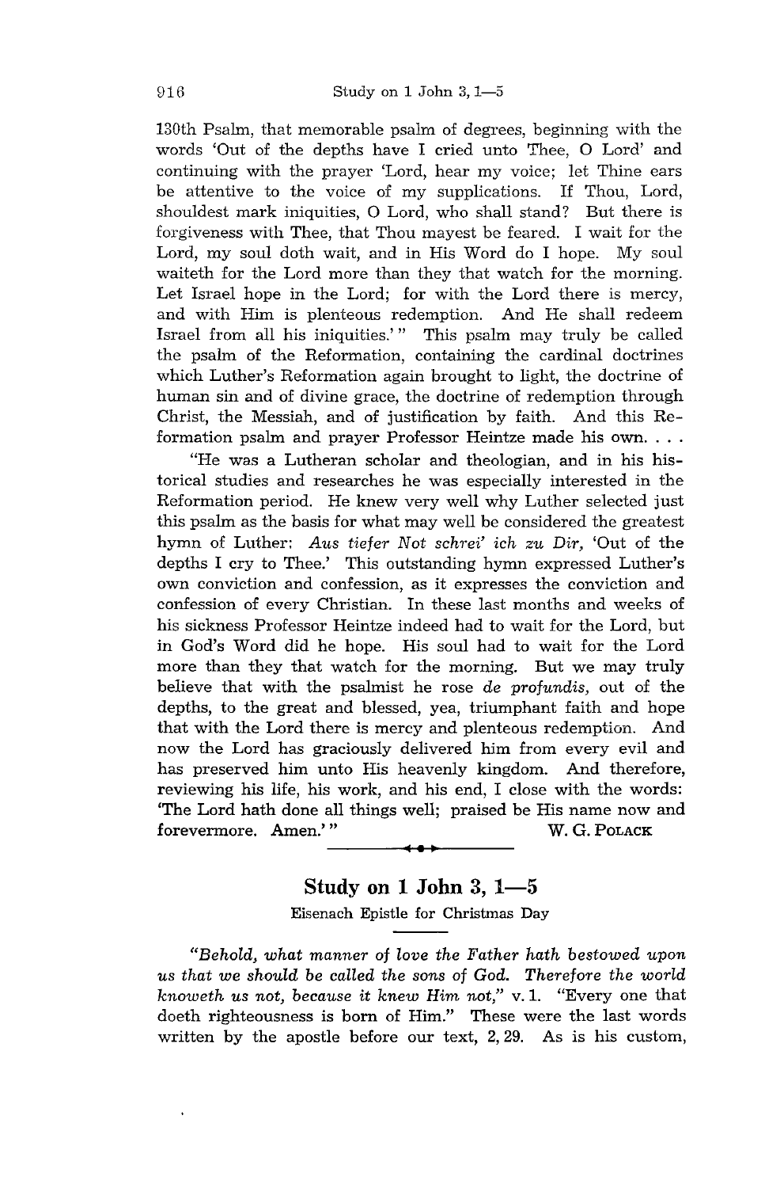130th Psalm, that memorable psalm of degrees, beginning with the words 'Out of the depths have I cried unto Thee, O Lord' and continuing with the prayer 'Lord, hear my voice; let Thine ears be attentive to the voice of my supplications. If Thou, Lord, shouldest mark iniquities, O Lord, who shall stand? But there is forgiveness with Thee, that Thou mayest be feared. I wait for the Lord, my soul doth wait, and in His Word do I hope. My soul waiteth for the Lord more than they that watch for the morning. Let Israel hope in the Lord; for with the Lord there is mercy, and with Him is plenteous redemption. And He shall redeem Israel from all his iniquities.'" This psalm may truly be called the psalm of the Reformation, containing the cardinal doctrines which Luther's Reformation again brought to light, the doctrine of human sin and of divine grace, the doctrine of redemption through Christ, the Messiah, and of justification by faith. And this Reformation psalm and prayer Professor Heintze made his own. . . .

"He was a Lutheran scholar and theologian, and in his historical studies and researches he was especially interested in the Reformation period. He knew very well why Luther selected just this psalm as the basis for what may well be considered the greatest hymn of Luther: *Aus tiefer Not schrei' ich zu Dir,* 'Out of the depths I cry to Thee.' This outstanding hymn expressed Luther's own conviction and confession, as it expresses the conviction and confession of every Christian. In these last months and weeks of his sickness Professor Heintze indeed had to wait for the Lord, but in God's Word did he hope. His soul had to wait for the Lord more than they that watch for the morning. But we may truly believe that with the psalmist he rose *de profundis,* out of the depths, to the great and blessed, yea, triumphant faith and hope that with the Lord there is mercy and plenteous redemption. And now the Lord has graciously delivered him from every evil and has preserved him unto His heavenly kingdom. And therefore, reviewing his life, his work, and his end, I close with the words: 'The Lord hath done all things well; praised be His name now and forevermore. Amen.'" W. G. POLACK

## Study on 1 John 3, 1—5

Eisenach Epistle for Christmas Day

*"Behold, what manner of love the Father hath bestowed upon us that we should be called the sons of God. Therefore the world knoweth us not, because it knew Him not,"* v. 1. "Every one that doeth righteousness is born of Him." These were the last words written by the apostle before our text, 2, 29. As is his custom,